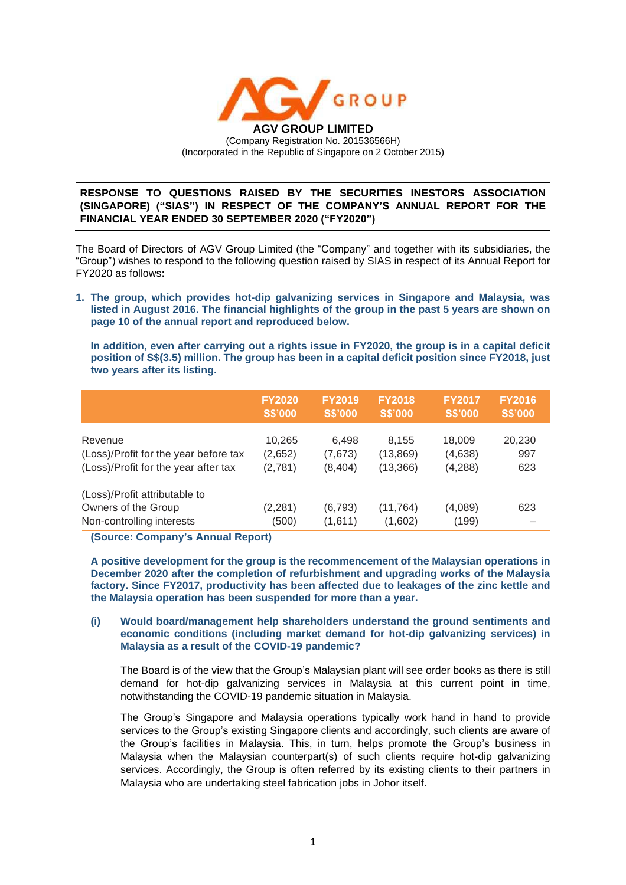# AGV GROUP LIMITED

(Company Registration No. 201536566H)
(Incorporated in the Republic of Singapore on 2 October 2015)

---

**RESPONSE TO QUESTIONS RAISED BY THE SECURITIES INESTORS ASSOCIATION (SINGAPORE) ("SIAS") IN RESPECT OF THE COMPANY'S ANNUAL REPORT FOR THE FINANCIAL YEAR ENDED 30 SEPTEMBER 2020 ("FY2020")**

---

The Board of Directors of AGV Group Limited (the "Company" and together with its subsidiaries, the "Group") wishes to respond to the following question raised by SIAS in respect of its Annual Report for FY2020 as follows**:**

1. **The group, which provides hot-dip galvanizing services in Singapore and Malaysia, was listed in August 2016. The financial highlights of the group in the past 5 years are shown on page 10 of the annual report and reproduced below.**

   **In addition, even after carrying out a rights issue in FY2020, the group is in a capital deficit position of S$(3.5) million. The group has been in a capital deficit position since FY2018, just two years after its listing.**

| | FY2020 S$'000 | FY2019 S$'000 | FY2018 S$'000 | FY2017 S$'000 | FY2016 S$'000 |
|---|---|---|---|---|---|
| Revenue | 10,265 | 6,498 | 8,155 | 18,009 | 20,230 |
| (Loss)/Profit for the year before tax | (2,652) | (7,673) | (13,869) | (4,638) | 997 |
| (Loss)/Profit for the year after tax | (2,781) | (8,404) | (13,366) | (4,288) | 623 |
| (Loss)/Profit attributable to | | | | | |
| Owners of the Group | (2,281) | (6,793) | (11,764) | (4,089) | 623 |
| Non-controlling interests | (500) | (1,611) | (1,602) | (199) | – |

**(Source: Company's Annual Report)**

**A positive development for the group is the recommencement of the Malaysian operations in December 2020 after the completion of refurbishment and upgrading works of the Malaysia factory. Since FY2017, productivity has been affected due to leakages of the zinc kettle and the Malaysia operation has been suspended for more than a year.**

**(i) Would board/management help shareholders understand the ground sentiments and economic conditions (including market demand for hot-dip galvanizing services) in Malaysia as a result of the COVID-19 pandemic?**

The Board is of the view that the Group's Malaysian plant will see order books as there is still demand for hot-dip galvanizing services in Malaysia at this current point in time, notwithstanding the COVID-19 pandemic situation in Malaysia.

The Group's Singapore and Malaysia operations typically work hand in hand to provide services to the Group's existing Singapore clients and accordingly, such clients are aware of the Group's facilities in Malaysia. This, in turn, helps promote the Group's business in Malaysia when the Malaysian counterpart(s) of such clients require hot-dip galvanizing services. Accordingly, the Group is often referred by its existing clients to their partners in Malaysia who are undertaking steel fabrication jobs in Johor itself.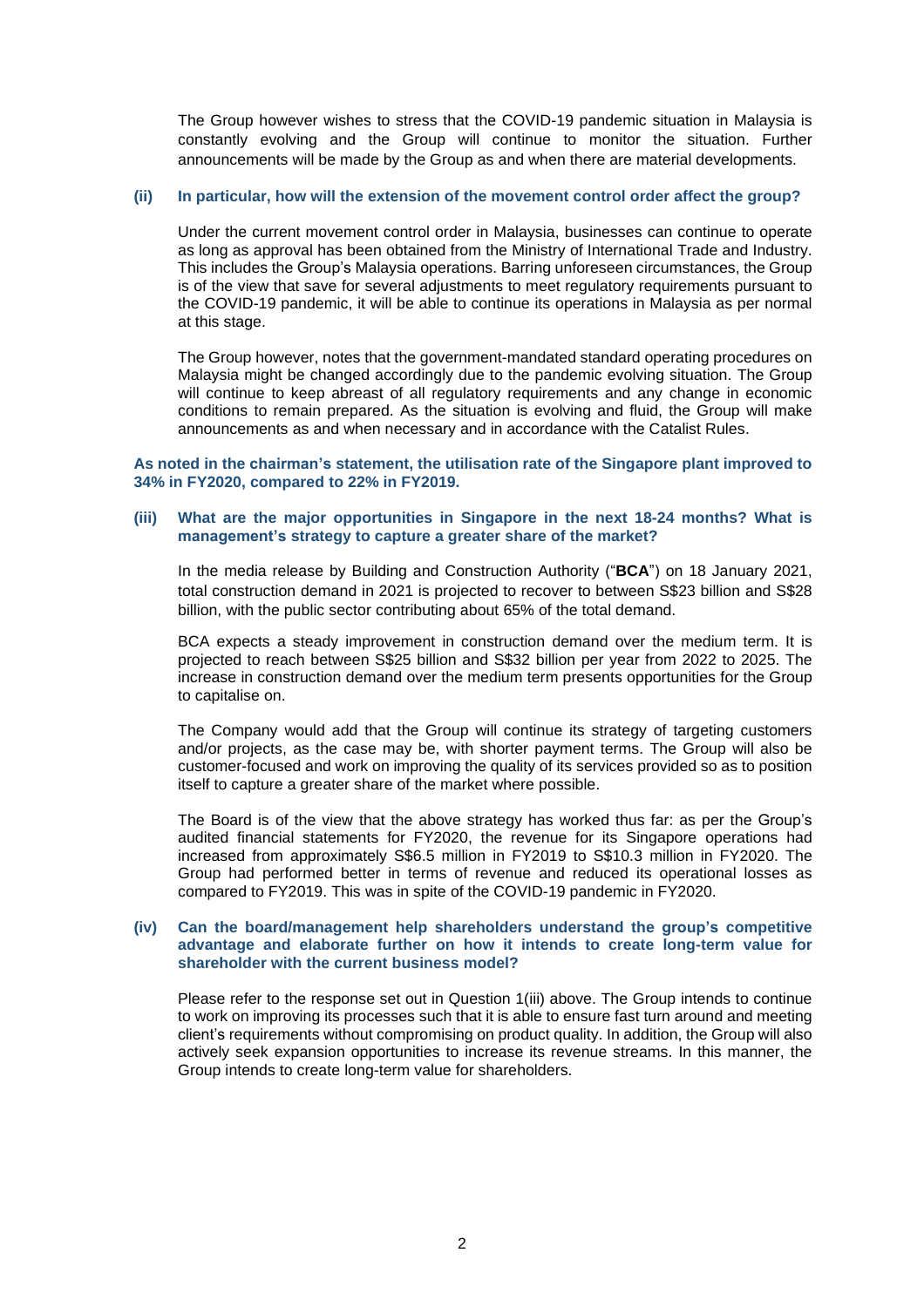The Group however wishes to stress that the COVID-19 pandemic situation in Malaysia is constantly evolving and the Group will continue to monitor the situation. Further announcements will be made by the Group as and when there are material developments.

**(ii) In particular, how will the extension of the movement control order affect the group?**

Under the current movement control order in Malaysia, businesses can continue to operate as long as approval has been obtained from the Ministry of International Trade and Industry. This includes the Group's Malaysia operations. Barring unforeseen circumstances, the Group is of the view that save for several adjustments to meet regulatory requirements pursuant to the COVID-19 pandemic, it will be able to continue its operations in Malaysia as per normal at this stage.

The Group however, notes that the government-mandated standard operating procedures on Malaysia might be changed accordingly due to the pandemic evolving situation. The Group will continue to keep abreast of all regulatory requirements and any change in economic conditions to remain prepared. As the situation is evolving and fluid, the Group will make announcements as and when necessary and in accordance with the Catalist Rules.

**As noted in the chairman's statement, the utilisation rate of the Singapore plant improved to 34% in FY2020, compared to 22% in FY2019.**

**(iii) What are the major opportunities in Singapore in the next 18-24 months? What is management's strategy to capture a greater share of the market?**

In the media release by Building and Construction Authority ("**BCA**") on 18 January 2021, total construction demand in 2021 is projected to recover to between S$23 billion and S$28 billion, with the public sector contributing about 65% of the total demand.

BCA expects a steady improvement in construction demand over the medium term. It is projected to reach between S$25 billion and S$32 billion per year from 2022 to 2025. The increase in construction demand over the medium term presents opportunities for the Group to capitalise on.

The Company would add that the Group will continue its strategy of targeting customers and/or projects, as the case may be, with shorter payment terms. The Group will also be customer-focused and work on improving the quality of its services provided so as to position itself to capture a greater share of the market where possible.

The Board is of the view that the above strategy has worked thus far: as per the Group's audited financial statements for FY2020, the revenue for its Singapore operations had increased from approximately S$6.5 million in FY2019 to S$10.3 million in FY2020. The Group had performed better in terms of revenue and reduced its operational losses as compared to FY2019. This was in spite of the COVID-19 pandemic in FY2020.

**(iv) Can the board/management help shareholders understand the group's competitive advantage and elaborate further on how it intends to create long-term value for shareholder with the current business model?**

Please refer to the response set out in Question 1(iii) above. The Group intends to continue to work on improving its processes such that it is able to ensure fast turn around and meeting client's requirements without compromising on product quality. In addition, the Group will also actively seek expansion opportunities to increase its revenue streams. In this manner, the Group intends to create long-term value for shareholders.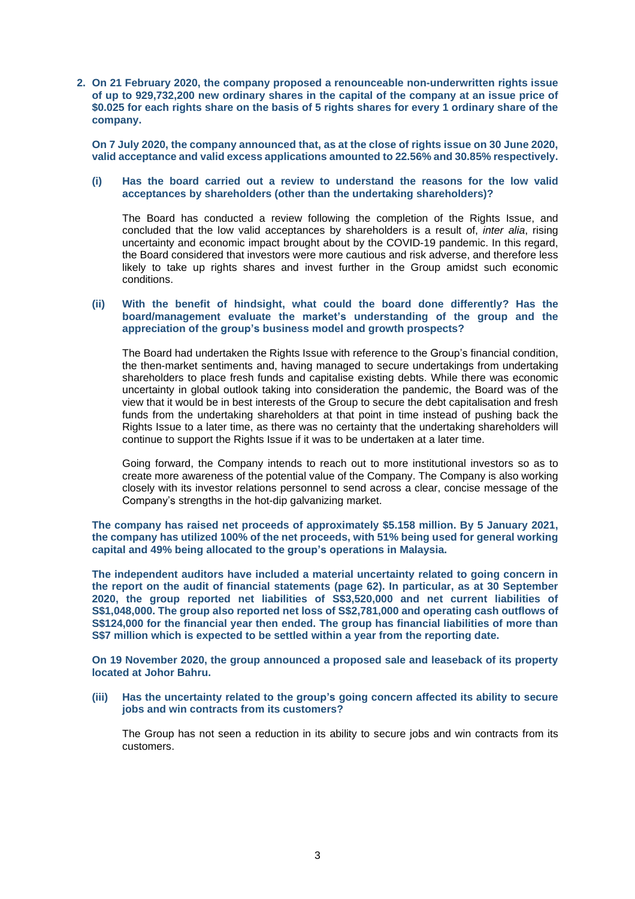**2. On 21 February 2020, the company proposed a renounceable non-underwritten rights issue of up to 929,732,200 new ordinary shares in the capital of the company at an issue price of $0.025 for each rights share on the basis of 5 rights shares for every 1 ordinary share of the company.**

**On 7 July 2020, the company announced that, as at the close of rights issue on 30 June 2020, valid acceptance and valid excess applications amounted to 22.56% and 30.85% respectively.**

**(i) Has the board carried out a review to understand the reasons for the low valid acceptances by shareholders (other than the undertaking shareholders)?**

The Board has conducted a review following the completion of the Rights Issue, and concluded that the low valid acceptances by shareholders is a result of, *inter alia*, rising uncertainty and economic impact brought about by the COVID-19 pandemic. In this regard, the Board considered that investors were more cautious and risk adverse, and therefore less likely to take up rights shares and invest further in the Group amidst such economic conditions.

**(ii) With the benefit of hindsight, what could the board done differently? Has the board/management evaluate the market's understanding of the group and the appreciation of the group's business model and growth prospects?**

The Board had undertaken the Rights Issue with reference to the Group's financial condition, the then-market sentiments and, having managed to secure undertakings from undertaking shareholders to place fresh funds and capitalise existing debts. While there was economic uncertainty in global outlook taking into consideration the pandemic, the Board was of the view that it would be in best interests of the Group to secure the debt capitalisation and fresh funds from the undertaking shareholders at that point in time instead of pushing back the Rights Issue to a later time, as there was no certainty that the undertaking shareholders will continue to support the Rights Issue if it was to be undertaken at a later time.

Going forward, the Company intends to reach out to more institutional investors so as to create more awareness of the potential value of the Company. The Company is also working closely with its investor relations personnel to send across a clear, concise message of the Company's strengths in the hot-dip galvanizing market.

**The company has raised net proceeds of approximately $5.158 million. By 5 January 2021, the company has utilized 100% of the net proceeds, with 51% being used for general working capital and 49% being allocated to the group's operations in Malaysia.**

**The independent auditors have included a material uncertainty related to going concern in the report on the audit of financial statements (page 62). In particular, as at 30 September 2020, the group reported net liabilities of S$3,520,000 and net current liabilities of S$1,048,000. The group also reported net loss of S$2,781,000 and operating cash outflows of S$124,000 for the financial year then ended. The group has financial liabilities of more than S$7 million which is expected to be settled within a year from the reporting date.**

**On 19 November 2020, the group announced a proposed sale and leaseback of its property located at Johor Bahru.**

**(iii) Has the uncertainty related to the group's going concern affected its ability to secure jobs and win contracts from its customers?**

The Group has not seen a reduction in its ability to secure jobs and win contracts from its customers.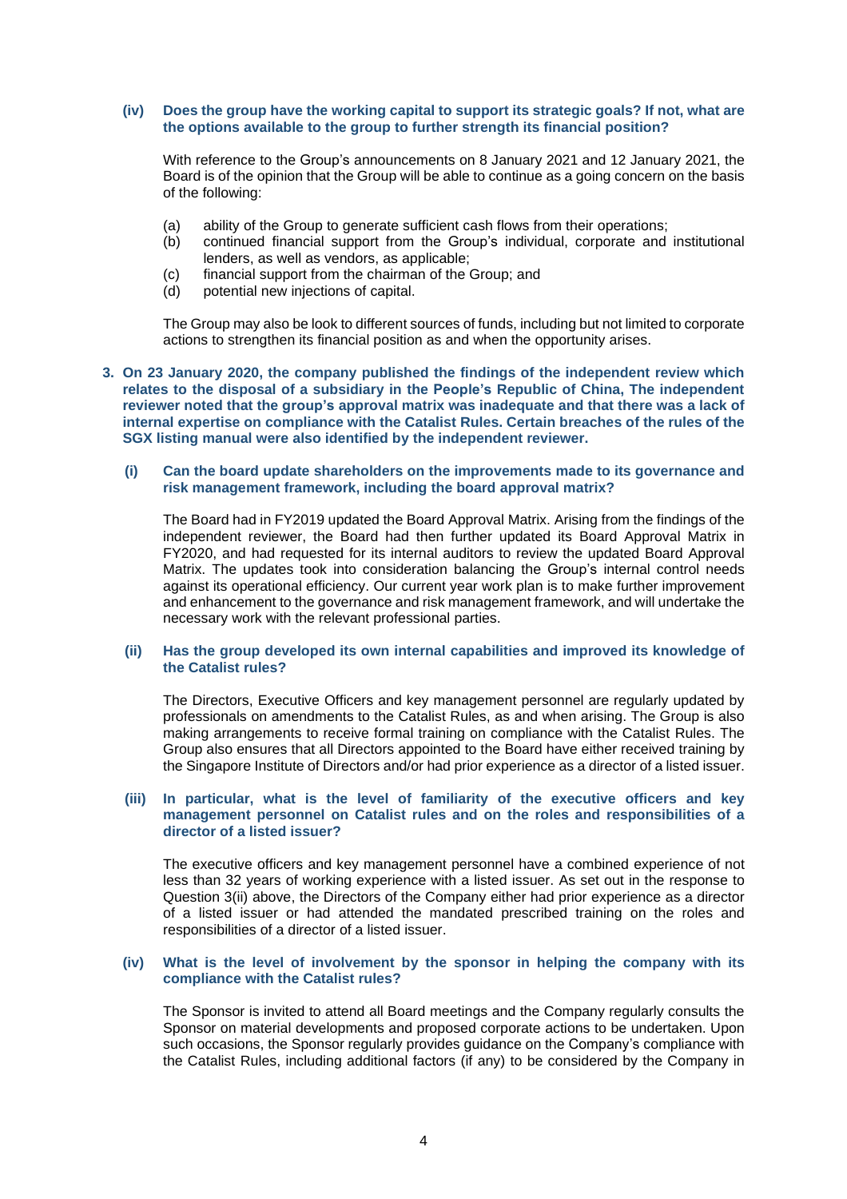**(iv) Does the group have the working capital to support its strategic goals? If not, what are the options available to the group to further strength its financial position?**

With reference to the Group's announcements on 8 January 2021 and 12 January 2021, the Board is of the opinion that the Group will be able to continue as a going concern on the basis of the following:

(a) ability of the Group to generate sufficient cash flows from their operations;
(b) continued financial support from the Group's individual, corporate and institutional lenders, as well as vendors, as applicable;
(c) financial support from the chairman of the Group; and
(d) potential new injections of capital.

The Group may also be look to different sources of funds, including but not limited to corporate actions to strengthen its financial position as and when the opportunity arises.

**3. On 23 January 2020, the company published the findings of the independent review which relates to the disposal of a subsidiary in the People's Republic of China, The independent reviewer noted that the group's approval matrix was inadequate and that there was a lack of internal expertise on compliance with the Catalist Rules. Certain breaches of the rules of the SGX listing manual were also identified by the independent reviewer.**

**(i) Can the board update shareholders on the improvements made to its governance and risk management framework, including the board approval matrix?**

The Board had in FY2019 updated the Board Approval Matrix. Arising from the findings of the independent reviewer, the Board had then further updated its Board Approval Matrix in FY2020, and had requested for its internal auditors to review the updated Board Approval Matrix. The updates took into consideration balancing the Group's internal control needs against its operational efficiency. Our current year work plan is to make further improvement and enhancement to the governance and risk management framework, and will undertake the necessary work with the relevant professional parties.

**(ii) Has the group developed its own internal capabilities and improved its knowledge of the Catalist rules?**

The Directors, Executive Officers and key management personnel are regularly updated by professionals on amendments to the Catalist Rules, as and when arising. The Group is also making arrangements to receive formal training on compliance with the Catalist Rules. The Group also ensures that all Directors appointed to the Board have either received training by the Singapore Institute of Directors and/or had prior experience as a director of a listed issuer.

**(iii) In particular, what is the level of familiarity of the executive officers and key management personnel on Catalist rules and on the roles and responsibilities of a director of a listed issuer?**

The executive officers and key management personnel have a combined experience of not less than 32 years of working experience with a listed issuer. As set out in the response to Question 3(ii) above, the Directors of the Company either had prior experience as a director of a listed issuer or had attended the mandated prescribed training on the roles and responsibilities of a director of a listed issuer.

**(iv) What is the level of involvement by the sponsor in helping the company with its compliance with the Catalist rules?**

The Sponsor is invited to attend all Board meetings and the Company regularly consults the Sponsor on material developments and proposed corporate actions to be undertaken. Upon such occasions, the Sponsor regularly provides guidance on the Company's compliance with the Catalist Rules, including additional factors (if any) to be considered by the Company in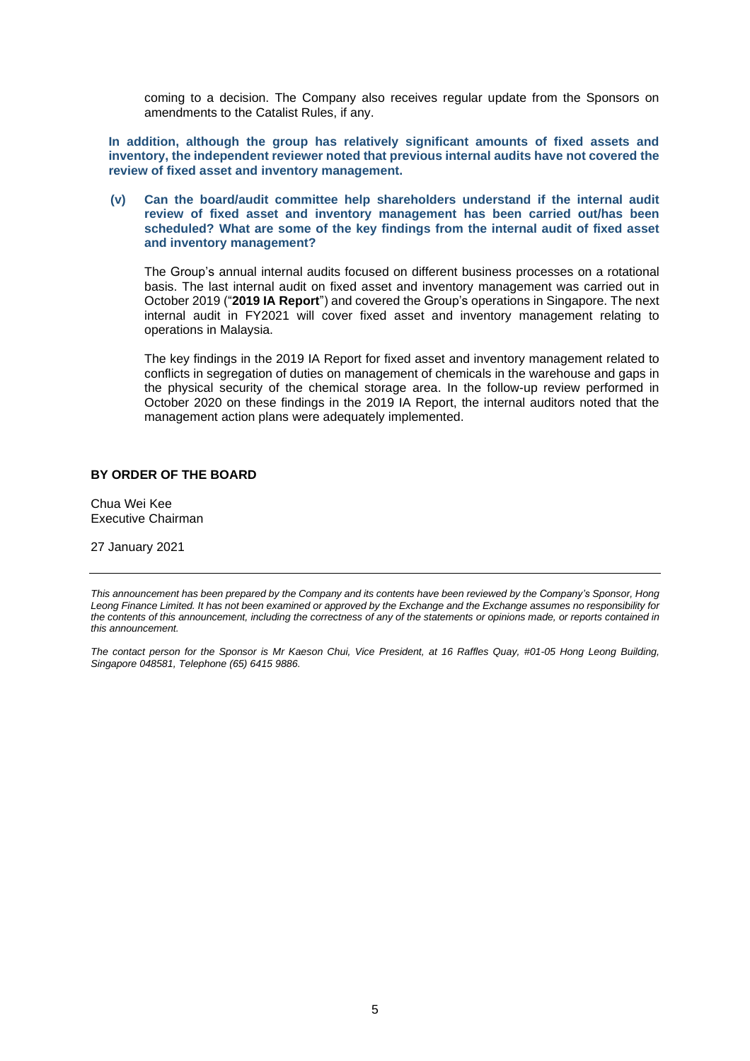coming to a decision. The Company also receives regular update from the Sponsors on amendments to the Catalist Rules, if any.

**In addition, although the group has relatively significant amounts of fixed assets and inventory, the independent reviewer noted that previous internal audits have not covered the review of fixed asset and inventory management.**

**(v) Can the board/audit committee help shareholders understand if the internal audit review of fixed asset and inventory management has been carried out/has been scheduled? What are some of the key findings from the internal audit of fixed asset and inventory management?**

The Group's annual internal audits focused on different business processes on a rotational basis. The last internal audit on fixed asset and inventory management was carried out in October 2019 ("**2019 IA Report**") and covered the Group's operations in Singapore. The next internal audit in FY2021 will cover fixed asset and inventory management relating to operations in Malaysia.

The key findings in the 2019 IA Report for fixed asset and inventory management related to conflicts in segregation of duties on management of chemicals in the warehouse and gaps in the physical security of the chemical storage area. In the follow-up review performed in October 2020 on these findings in the 2019 IA Report, the internal auditors noted that the management action plans were adequately implemented.

**BY ORDER OF THE BOARD**

Chua Wei Kee
Executive Chairman

27 January 2021

---

*This announcement has been prepared by the Company and its contents have been reviewed by the Company's Sponsor, Hong Leong Finance Limited. It has not been examined or approved by the Exchange and the Exchange assumes no responsibility for the contents of this announcement, including the correctness of any of the statements or opinions made, or reports contained in this announcement.*

*The contact person for the Sponsor is Mr Kaeson Chui, Vice President, at 16 Raffles Quay, #01-05 Hong Leong Building, Singapore 048581, Telephone (65) 6415 9886.*